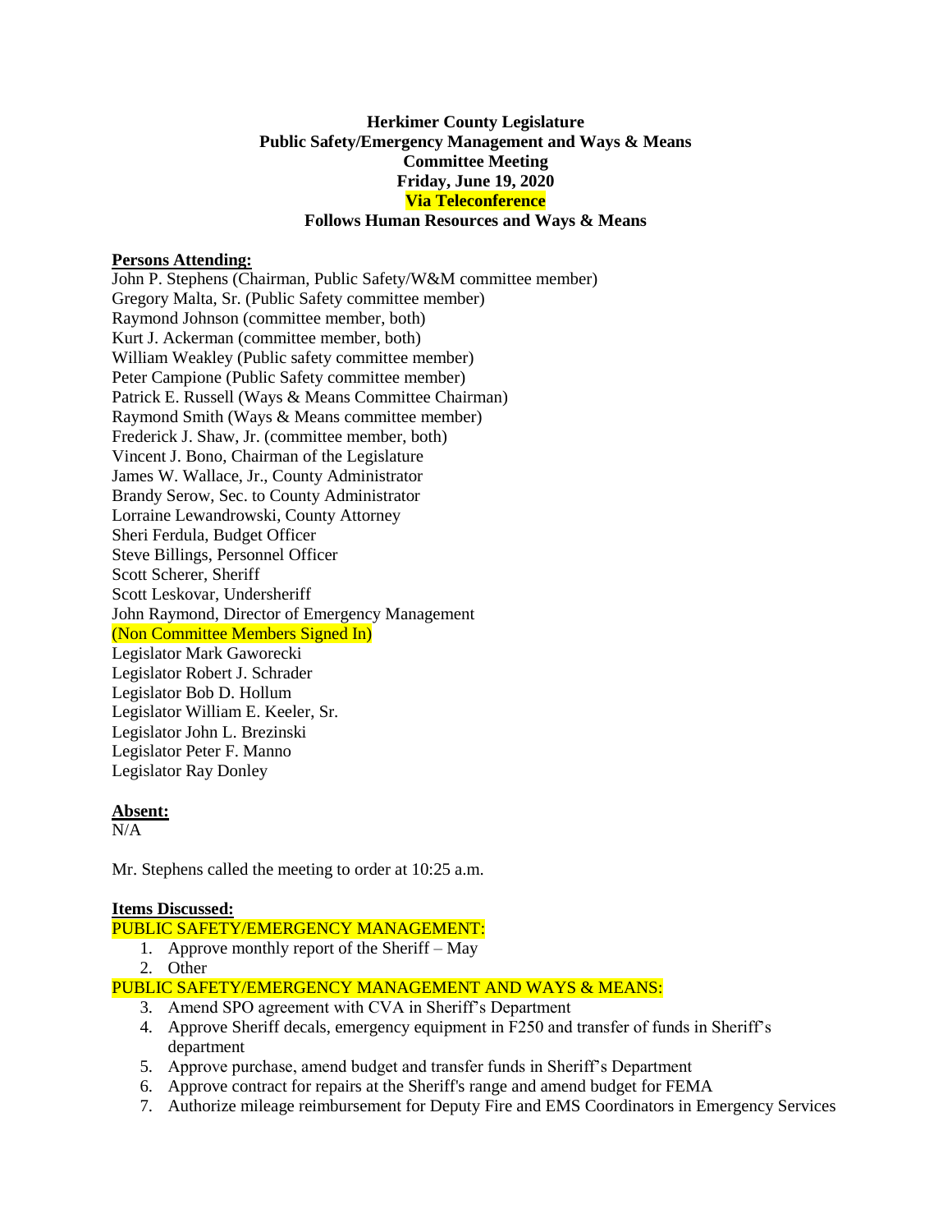**Herkimer County Legislature**
**Public Safety/Emergency Management and Ways & Means**
**Committee Meeting**
**Friday, June 19, 2020**
**Via Teleconference**
**Follows Human Resources and Ways & Means**

**Persons Attending:**

John P. Stephens (Chairman, Public Safety/W&M committee member)
Gregory Malta, Sr. (Public Safety committee member)
Raymond Johnson (committee member, both)
Kurt J. Ackerman (committee member, both)
William Weakley (Public safety committee member)
Peter Campione (Public Safety committee member)
Patrick E. Russell (Ways & Means Committee Chairman)
Raymond Smith (Ways & Means committee member)
Frederick J. Shaw, Jr. (committee member, both)
Vincent J. Bono, Chairman of the Legislature
James W. Wallace, Jr., County Administrator
Brandy Serow, Sec. to County Administrator
Lorraine Lewandrowski, County Attorney
Sheri Ferdula, Budget Officer
Steve Billings, Personnel Officer
Scott Scherer, Sheriff
Scott Leskovar, Undersheriff
John Raymond, Director of Emergency Management
(Non Committee Members Signed In)
Legislator Mark Gaworecki
Legislator Robert J. Schrader
Legislator Bob D. Hollum
Legislator William E. Keeler, Sr.
Legislator John L. Brezinski
Legislator Peter F. Manno
Legislator Ray Donley

**Absent:**

N/A

Mr. Stephens called the meeting to order at 10:25 a.m.

**Items Discussed:**

PUBLIC SAFETY/EMERGENCY MANAGEMENT:

1. Approve monthly report of the Sheriff – May
2. Other

PUBLIC SAFETY/EMERGENCY MANAGEMENT AND WAYS & MEANS:

3. Amend SPO agreement with CVA in Sheriff's Department
4. Approve Sheriff decals, emergency equipment in F250 and transfer of funds in Sheriff's department
5. Approve purchase, amend budget and transfer funds in Sheriff's Department
6. Approve contract for repairs at the Sheriff's range and amend budget for FEMA
7. Authorize mileage reimbursement for Deputy Fire and EMS Coordinators in Emergency Services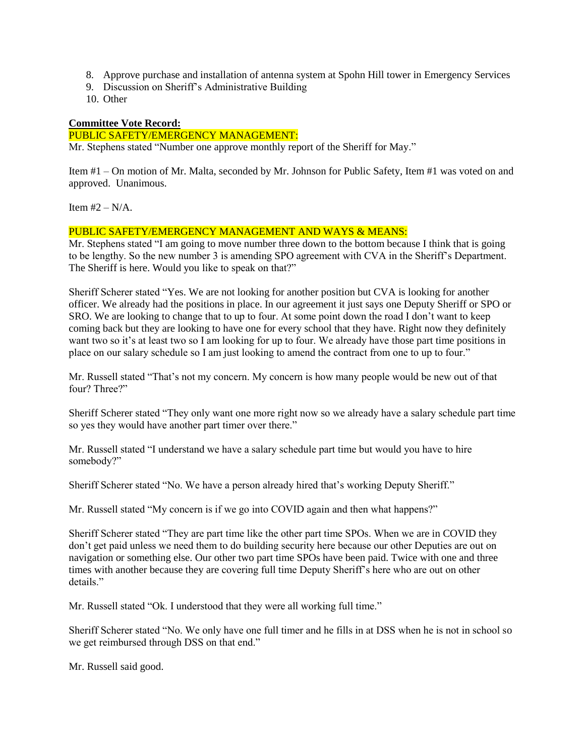8. Approve purchase and installation of antenna system at Spohn Hill tower in Emergency Services
9. Discussion on Sheriff's Administrative Building
10. Other

**Committee Vote Record:**

PUBLIC SAFETY/EMERGENCY MANAGEMENT:

Mr. Stephens stated "Number one approve monthly report of the Sheriff for May."

Item #1 – On motion of Mr. Malta, seconded by Mr. Johnson for Public Safety, Item #1 was voted on and approved. Unanimous.

Item #2 – N/A.

PUBLIC SAFETY/EMERGENCY MANAGEMENT AND WAYS & MEANS:

Mr. Stephens stated "I am going to move number three down to the bottom because I think that is going to be lengthy. So the new number 3 is amending SPO agreement with CVA in the Sheriff's Department. The Sheriff is here. Would you like to speak on that?"

Sheriff Scherer stated "Yes. We are not looking for another position but CVA is looking for another officer. We already had the positions in place. In our agreement it just says one Deputy Sheriff or SPO or SRO. We are looking to change that to up to four. At some point down the road I don't want to keep coming back but they are looking to have one for every school that they have. Right now they definitely want two so it's at least two so I am looking for up to four. We already have those part time positions in place on our salary schedule so I am just looking to amend the contract from one to up to four."

Mr. Russell stated "That's not my concern. My concern is how many people would be new out of that four? Three?"

Sheriff Scherer stated "They only want one more right now so we already have a salary schedule part time so yes they would have another part timer over there."

Mr. Russell stated "I understand we have a salary schedule part time but would you have to hire somebody?"

Sheriff Scherer stated "No. We have a person already hired that's working Deputy Sheriff."

Mr. Russell stated "My concern is if we go into COVID again and then what happens?"

Sheriff Scherer stated "They are part time like the other part time SPOs. When we are in COVID they don't get paid unless we need them to do building security here because our other Deputies are out on navigation or something else. Our other two part time SPOs have been paid. Twice with one and three times with another because they are covering full time Deputy Sheriff's here who are out on other details."

Mr. Russell stated "Ok. I understood that they were all working full time."

Sheriff Scherer stated "No. We only have one full timer and he fills in at DSS when he is not in school so we get reimbursed through DSS on that end."

Mr. Russell said good.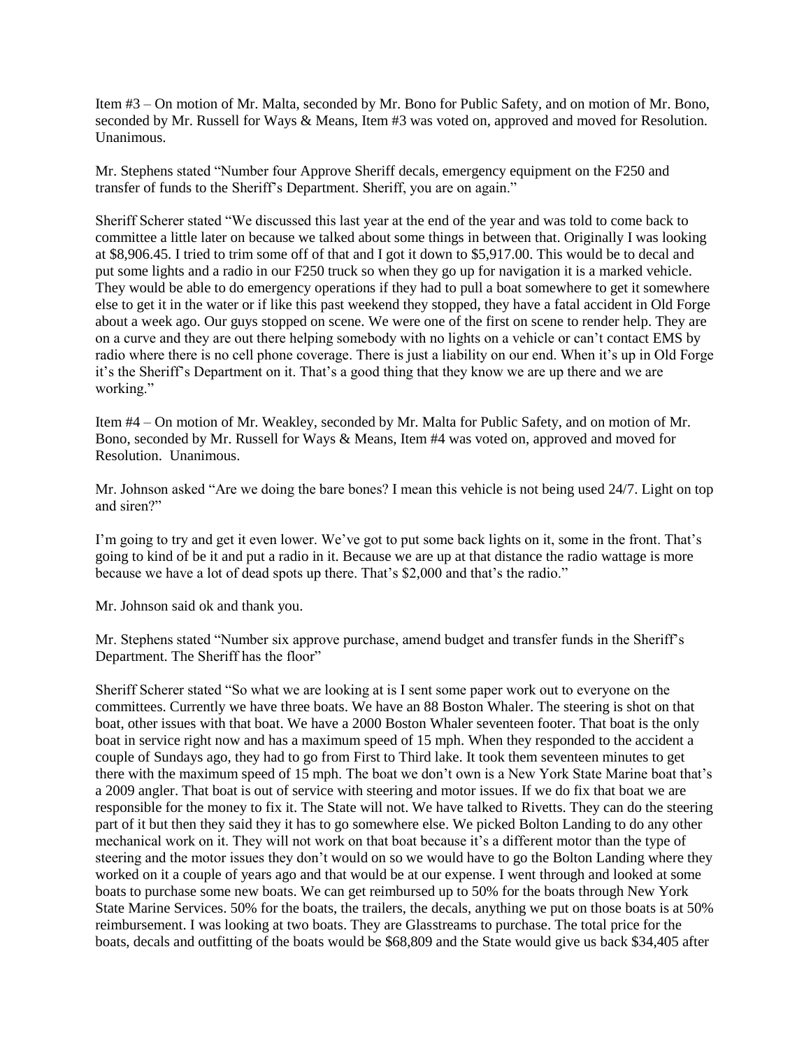Item #3 – On motion of Mr. Malta, seconded by Mr. Bono for Public Safety, and on motion of Mr. Bono, seconded by Mr. Russell for Ways & Means, Item #3 was voted on, approved and moved for Resolution. Unanimous.

Mr. Stephens stated "Number four Approve Sheriff decals, emergency equipment on the F250 and transfer of funds to the Sheriff's Department. Sheriff, you are on again."

Sheriff Scherer stated "We discussed this last year at the end of the year and was told to come back to committee a little later on because we talked about some things in between that. Originally I was looking at $8,906.45. I tried to trim some off of that and I got it down to $5,917.00. This would be to decal and put some lights and a radio in our F250 truck so when they go up for navigation it is a marked vehicle. They would be able to do emergency operations if they had to pull a boat somewhere to get it somewhere else to get it in the water or if like this past weekend they stopped, they have a fatal accident in Old Forge about a week ago. Our guys stopped on scene. We were one of the first on scene to render help. They are on a curve and they are out there helping somebody with no lights on a vehicle or can't contact EMS by radio where there is no cell phone coverage. There is just a liability on our end. When it's up in Old Forge it's the Sheriff's Department on it. That's a good thing that they know we are up there and we are working."

Item #4 – On motion of Mr. Weakley, seconded by Mr. Malta for Public Safety, and on motion of Mr. Bono, seconded by Mr. Russell for Ways & Means, Item #4 was voted on, approved and moved for Resolution. Unanimous.

Mr. Johnson asked "Are we doing the bare bones? I mean this vehicle is not being used 24/7. Light on top and siren?"

I'm going to try and get it even lower. We've got to put some back lights on it, some in the front. That's going to kind of be it and put a radio in it. Because we are up at that distance the radio wattage is more because we have a lot of dead spots up there. That's $2,000 and that's the radio."

Mr. Johnson said ok and thank you.

Mr. Stephens stated "Number six approve purchase, amend budget and transfer funds in the Sheriff's Department. The Sheriff has the floor"

Sheriff Scherer stated "So what we are looking at is I sent some paper work out to everyone on the committees. Currently we have three boats. We have an 88 Boston Whaler. The steering is shot on that boat, other issues with that boat. We have a 2000 Boston Whaler seventeen footer. That boat is the only boat in service right now and has a maximum speed of 15 mph. When they responded to the accident a couple of Sundays ago, they had to go from First to Third lake. It took them seventeen minutes to get there with the maximum speed of 15 mph. The boat we don't own is a New York State Marine boat that's a 2009 angler. That boat is out of service with steering and motor issues. If we do fix that boat we are responsible for the money to fix it. The State will not. We have talked to Rivetts. They can do the steering part of it but then they said they it has to go somewhere else. We picked Bolton Landing to do any other mechanical work on it. They will not work on that boat because it's a different motor than the type of steering and the motor issues they don't would on so we would have to go the Bolton Landing where they worked on it a couple of years ago and that would be at our expense. I went through and looked at some boats to purchase some new boats. We can get reimbursed up to 50% for the boats through New York State Marine Services. 50% for the boats, the trailers, the decals, anything we put on those boats is at 50% reimbursement. I was looking at two boats. They are Glasstreams to purchase. The total price for the boats, decals and outfitting of the boats would be $68,809 and the State would give us back $34,405 after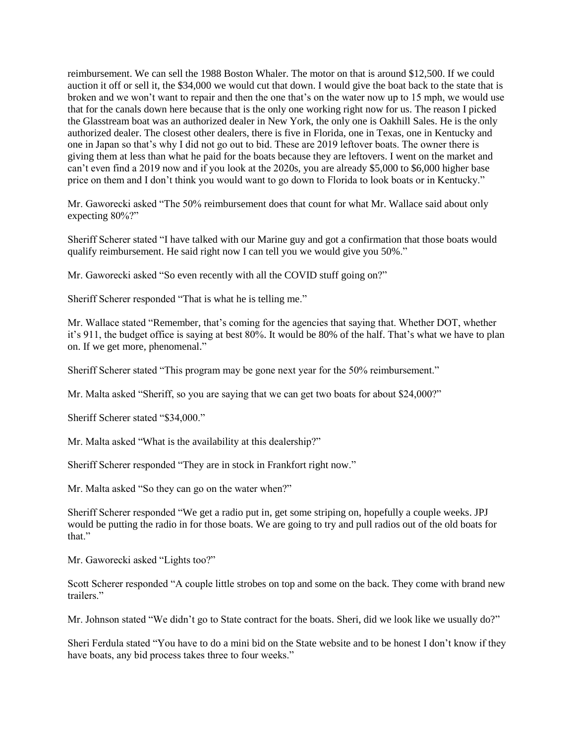reimbursement. We can sell the 1988 Boston Whaler. The motor on that is around $12,500. If we could auction it off or sell it, the $34,000 we would cut that down. I would give the boat back to the state that is broken and we won't want to repair and then the one that's on the water now up to 15 mph, we would use that for the canals down here because that is the only one working right now for us. The reason I picked the Glasstream boat was an authorized dealer in New York, the only one is Oakhill Sales. He is the only authorized dealer. The closest other dealers, there is five in Florida, one in Texas, one in Kentucky and one in Japan so that's why I did not go out to bid. These are 2019 leftover boats. The owner there is giving them at less than what he paid for the boats because they are leftovers. I went on the market and can't even find a 2019 now and if you look at the 2020s, you are already $5,000 to $6,000 higher base price on them and I don't think you would want to go down to Florida to look boats or in Kentucky."

Mr. Gaworecki asked "The 50% reimbursement does that count for what Mr. Wallace said about only expecting 80%?"

Sheriff Scherer stated "I have talked with our Marine guy and got a confirmation that those boats would qualify reimbursement. He said right now I can tell you we would give you 50%."

Mr. Gaworecki asked "So even recently with all the COVID stuff going on?"

Sheriff Scherer responded "That is what he is telling me."

Mr. Wallace stated "Remember, that's coming for the agencies that saying that. Whether DOT, whether it's 911, the budget office is saying at best 80%. It would be 80% of the half. That's what we have to plan on. If we get more, phenomenal."

Sheriff Scherer stated "This program may be gone next year for the 50% reimbursement."

Mr. Malta asked "Sheriff, so you are saying that we can get two boats for about $24,000?"

Sheriff Scherer stated "$34,000."

Mr. Malta asked "What is the availability at this dealership?"

Sheriff Scherer responded "They are in stock in Frankfort right now."

Mr. Malta asked "So they can go on the water when?"

Sheriff Scherer responded "We get a radio put in, get some striping on, hopefully a couple weeks. JPJ would be putting the radio in for those boats. We are going to try and pull radios out of the old boats for that."

Mr. Gaworecki asked "Lights too?"

Scott Scherer responded "A couple little strobes on top and some on the back. They come with brand new trailers."

Mr. Johnson stated "We didn't go to State contract for the boats. Sheri, did we look like we usually do?"

Sheri Ferdula stated "You have to do a mini bid on the State website and to be honest I don't know if they have boats, any bid process takes three to four weeks."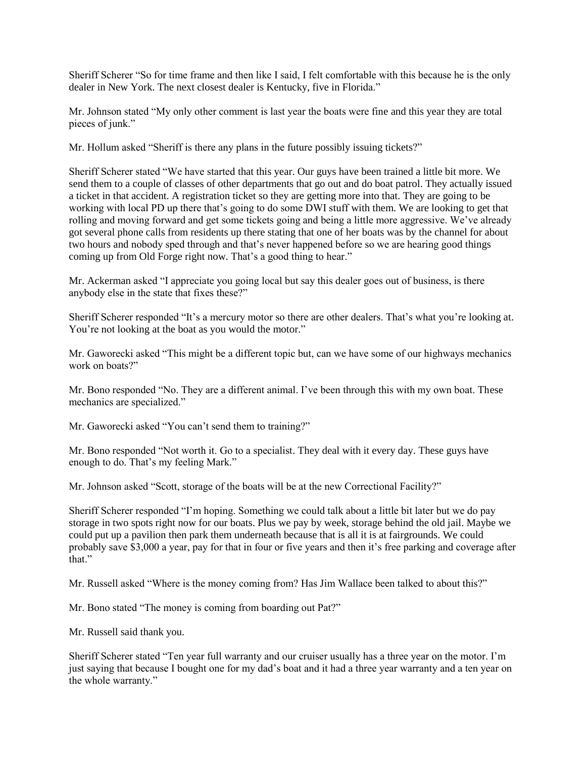Sheriff Scherer "So for time frame and then like I said, I felt comfortable with this because he is the only dealer in New York. The next closest dealer is Kentucky, five in Florida."

Mr. Johnson stated "My only other comment is last year the boats were fine and this year they are total pieces of junk."

Mr. Hollum asked "Sheriff is there any plans in the future possibly issuing tickets?"

Sheriff Scherer stated "We have started that this year. Our guys have been trained a little bit more. We send them to a couple of classes of other departments that go out and do boat patrol. They actually issued a ticket in that accident. A registration ticket so they are getting more into that. They are going to be working with local PD up there that's going to do some DWI stuff with them. We are looking to get that rolling and moving forward and get some tickets going and being a little more aggressive. We've already got several phone calls from residents up there stating that one of her boats was by the channel for about two hours and nobody sped through and that's never happened before so we are hearing good things coming up from Old Forge right now. That's a good thing to hear."

Mr. Ackerman asked "I appreciate you going local but say this dealer goes out of business, is there anybody else in the state that fixes these?"

Sheriff Scherer responded "It's a mercury motor so there are other dealers. That's what you're looking at. You're not looking at the boat as you would the motor."

Mr. Gaworecki asked "This might be a different topic but, can we have some of our highways mechanics work on boats?"

Mr. Bono responded "No. They are a different animal. I've been through this with my own boat. These mechanics are specialized."

Mr. Gaworecki asked "You can't send them to training?"

Mr. Bono responded "Not worth it. Go to a specialist. They deal with it every day. These guys have enough to do. That's my feeling Mark."

Mr. Johnson asked "Scott, storage of the boats will be at the new Correctional Facility?"

Sheriff Scherer responded "I'm hoping. Something we could talk about a little bit later but we do pay storage in two spots right now for our boats. Plus we pay by week, storage behind the old jail. Maybe we could put up a pavilion then park them underneath because that is all it is at fairgrounds. We could probably save $3,000 a year, pay for that in four or five years and then it's free parking and coverage after that."

Mr. Russell asked "Where is the money coming from? Has Jim Wallace been talked to about this?"

Mr. Bono stated "The money is coming from boarding out Pat?"

Mr. Russell said thank you.

Sheriff Scherer stated "Ten year full warranty and our cruiser usually has a three year on the motor. I'm just saying that because I bought one for my dad's boat and it had a three year warranty and a ten year on the whole warranty."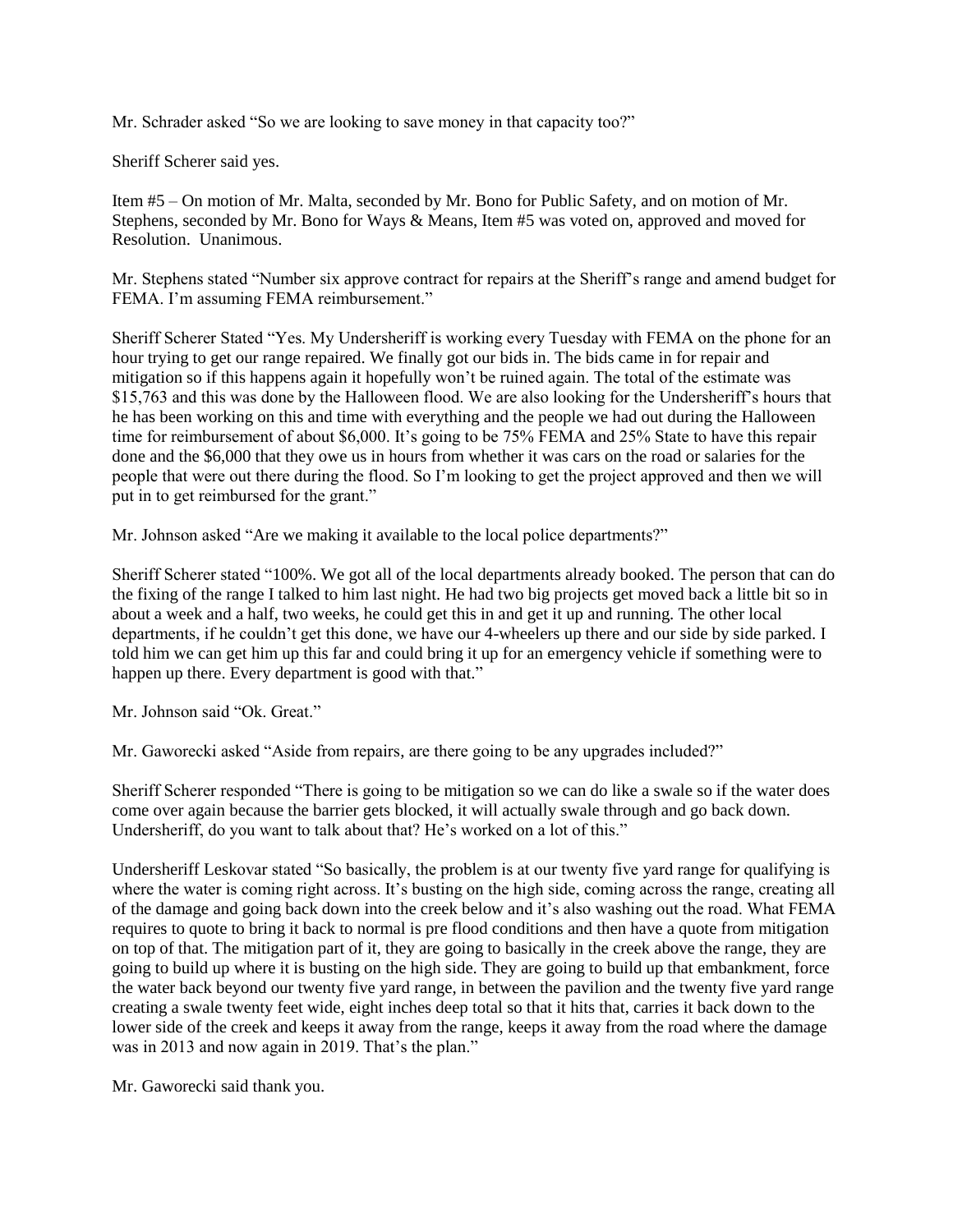Mr. Schrader asked "So we are looking to save money in that capacity too?"

Sheriff Scherer said yes.

Item #5 – On motion of Mr. Malta, seconded by Mr. Bono for Public Safety, and on motion of Mr. Stephens, seconded by Mr. Bono for Ways & Means, Item #5 was voted on, approved and moved for Resolution. Unanimous.

Mr. Stephens stated "Number six approve contract for repairs at the Sheriff's range and amend budget for FEMA. I'm assuming FEMA reimbursement."

Sheriff Scherer Stated "Yes. My Undersheriff is working every Tuesday with FEMA on the phone for an hour trying to get our range repaired. We finally got our bids in. The bids came in for repair and mitigation so if this happens again it hopefully won't be ruined again. The total of the estimate was $15,763 and this was done by the Halloween flood. We are also looking for the Undersheriff's hours that he has been working on this and time with everything and the people we had out during the Halloween time for reimbursement of about $6,000. It's going to be 75% FEMA and 25% State to have this repair done and the $6,000 that they owe us in hours from whether it was cars on the road or salaries for the people that were out there during the flood. So I'm looking to get the project approved and then we will put in to get reimbursed for the grant."

Mr. Johnson asked "Are we making it available to the local police departments?"

Sheriff Scherer stated "100%. We got all of the local departments already booked. The person that can do the fixing of the range I talked to him last night. He had two big projects get moved back a little bit so in about a week and a half, two weeks, he could get this in and get it up and running. The other local departments, if he couldn't get this done, we have our 4-wheelers up there and our side by side parked. I told him we can get him up this far and could bring it up for an emergency vehicle if something were to happen up there. Every department is good with that."

Mr. Johnson said "Ok. Great."

Mr. Gaworecki asked "Aside from repairs, are there going to be any upgrades included?"

Sheriff Scherer responded "There is going to be mitigation so we can do like a swale so if the water does come over again because the barrier gets blocked, it will actually swale through and go back down. Undersheriff, do you want to talk about that? He's worked on a lot of this."

Undersheriff Leskovar stated "So basically, the problem is at our twenty five yard range for qualifying is where the water is coming right across. It's busting on the high side, coming across the range, creating all of the damage and going back down into the creek below and it's also washing out the road. What FEMA requires to quote to bring it back to normal is pre flood conditions and then have a quote from mitigation on top of that. The mitigation part of it, they are going to basically in the creek above the range, they are going to build up where it is busting on the high side. They are going to build up that embankment, force the water back beyond our twenty five yard range, in between the pavilion and the twenty five yard range creating a swale twenty feet wide, eight inches deep total so that it hits that, carries it back down to the lower side of the creek and keeps it away from the range, keeps it away from the road where the damage was in 2013 and now again in 2019. That's the plan."

Mr. Gaworecki said thank you.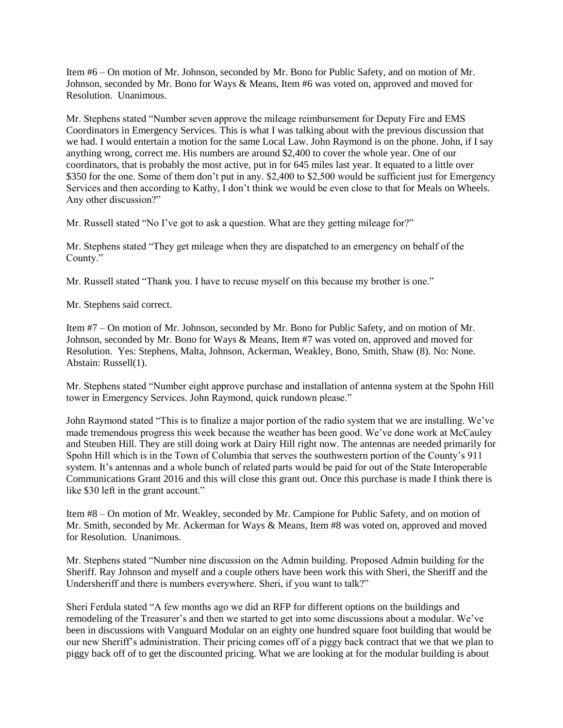Item #6 – On motion of Mr. Johnson, seconded by Mr. Bono for Public Safety, and on motion of Mr. Johnson, seconded by Mr. Bono for Ways & Means, Item #6 was voted on, approved and moved for Resolution. Unanimous.

Mr. Stephens stated "Number seven approve the mileage reimbursement for Deputy Fire and EMS Coordinators in Emergency Services. This is what I was talking about with the previous discussion that we had. I would entertain a motion for the same Local Law. John Raymond is on the phone. John, if I say anything wrong, correct me. His numbers are around $2,400 to cover the whole year. One of our coordinators, that is probably the most active, put in for 645 miles last year. It equated to a little over $350 for the one. Some of them don't put in any. $2,400 to $2,500 would be sufficient just for Emergency Services and then according to Kathy, I don't think we would be even close to that for Meals on Wheels. Any other discussion?"

Mr. Russell stated "No I've got to ask a question. What are they getting mileage for?"

Mr. Stephens stated "They get mileage when they are dispatched to an emergency on behalf of the County."

Mr. Russell stated "Thank you. I have to recuse myself on this because my brother is one."

Mr. Stephens said correct.

Item #7 – On motion of Mr. Johnson, seconded by Mr. Bono for Public Safety, and on motion of Mr. Johnson, seconded by Mr. Bono for Ways & Means, Item #7 was voted on, approved and moved for Resolution. Yes: Stephens, Malta, Johnson, Ackerman, Weakley, Bono, Smith, Shaw (8). No: None. Abstain: Russell(1).

Mr. Stephens stated "Number eight approve purchase and installation of antenna system at the Spohn Hill tower in Emergency Services. John Raymond, quick rundown please."

John Raymond stated "This is to finalize a major portion of the radio system that we are installing. We've made tremendous progress this week because the weather has been good. We've done work at McCauley and Steuben Hill. They are still doing work at Dairy Hill right now. The antennas are needed primarily for Spohn Hill which is in the Town of Columbia that serves the southwestern portion of the County's 911 system. It's antennas and a whole bunch of related parts would be paid for out of the State Interoperable Communications Grant 2016 and this will close this grant out. Once this purchase is made I think there is like $30 left in the grant account."

Item #8 – On motion of Mr. Weakley, seconded by Mr. Campione for Public Safety, and on motion of Mr. Smith, seconded by Mr. Ackerman for Ways & Means, Item #8 was voted on, approved and moved for Resolution. Unanimous.

Mr. Stephens stated "Number nine discussion on the Admin building. Proposed Admin building for the Sheriff. Ray Johnson and myself and a couple others have been work this with Sheri, the Sheriff and the Undersheriff and there is numbers everywhere. Sheri, if you want to talk?"

Sheri Ferdula stated "A few months ago we did an RFP for different options on the buildings and remodeling of the Treasurer's and then we started to get into some discussions about a modular. We've been in discussions with Vanguard Modular on an eighty one hundred square foot building that would be our new Sheriff's administration. Their pricing comes off of a piggy back contract that we that we plan to piggy back off of to get the discounted pricing. What we are looking at for the modular building is about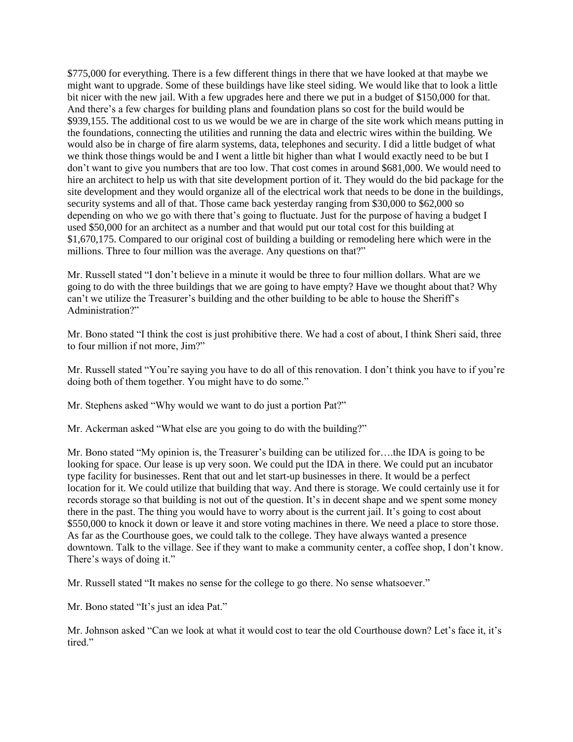$775,000 for everything. There is a few different things in there that we have looked at that maybe we might want to upgrade. Some of these buildings have like steel siding. We would like that to look a little bit nicer with the new jail. With a few upgrades here and there we put in a budget of $150,000 for that. And there's a few charges for building plans and foundation plans so cost for the build would be $939,155. The additional cost to us we would be we are in charge of the site work which means putting in the foundations, connecting the utilities and running the data and electric wires within the building. We would also be in charge of fire alarm systems, data, telephones and security. I did a little budget of what we think those things would be and I went a little bit higher than what I would exactly need to be but I don't want to give you numbers that are too low. That cost comes in around $681,000. We would need to hire an architect to help us with that site development portion of it. They would do the bid package for the site development and they would organize all of the electrical work that needs to be done in the buildings, security systems and all of that. Those came back yesterday ranging from $30,000 to $62,000 so depending on who we go with there that's going to fluctuate. Just for the purpose of having a budget I used $50,000 for an architect as a number and that would put our total cost for this building at $1,670,175. Compared to our original cost of building a building or remodeling here which were in the millions. Three to four million was the average. Any questions on that?"

Mr. Russell stated "I don't believe in a minute it would be three to four million dollars. What are we going to do with the three buildings that we are going to have empty? Have we thought about that? Why can't we utilize the Treasurer's building and the other building to be able to house the Sheriff's Administration?"

Mr. Bono stated "I think the cost is just prohibitive there. We had a cost of about, I think Sheri said, three to four million if not more, Jim?"

Mr. Russell stated "You're saying you have to do all of this renovation. I don't think you have to if you're doing both of them together. You might have to do some."

Mr. Stephens asked "Why would we want to do just a portion Pat?"

Mr. Ackerman asked "What else are you going to do with the building?"

Mr. Bono stated "My opinion is, the Treasurer's building can be utilized for….the IDA is going to be looking for space. Our lease is up very soon. We could put the IDA in there. We could put an incubator type facility for businesses. Rent that out and let start-up businesses in there. It would be a perfect location for it. We could utilize that building that way. And there is storage. We could certainly use it for records storage so that building is not out of the question. It's in decent shape and we spent some money there in the past. The thing you would have to worry about is the current jail. It's going to cost about $550,000 to knock it down or leave it and store voting machines in there. We need a place to store those. As far as the Courthouse goes, we could talk to the college. They have always wanted a presence downtown. Talk to the village. See if they want to make a community center, a coffee shop, I don't know. There's ways of doing it."

Mr. Russell stated "It makes no sense for the college to go there. No sense whatsoever."

Mr. Bono stated "It's just an idea Pat."

Mr. Johnson asked "Can we look at what it would cost to tear the old Courthouse down? Let's face it, it's tired."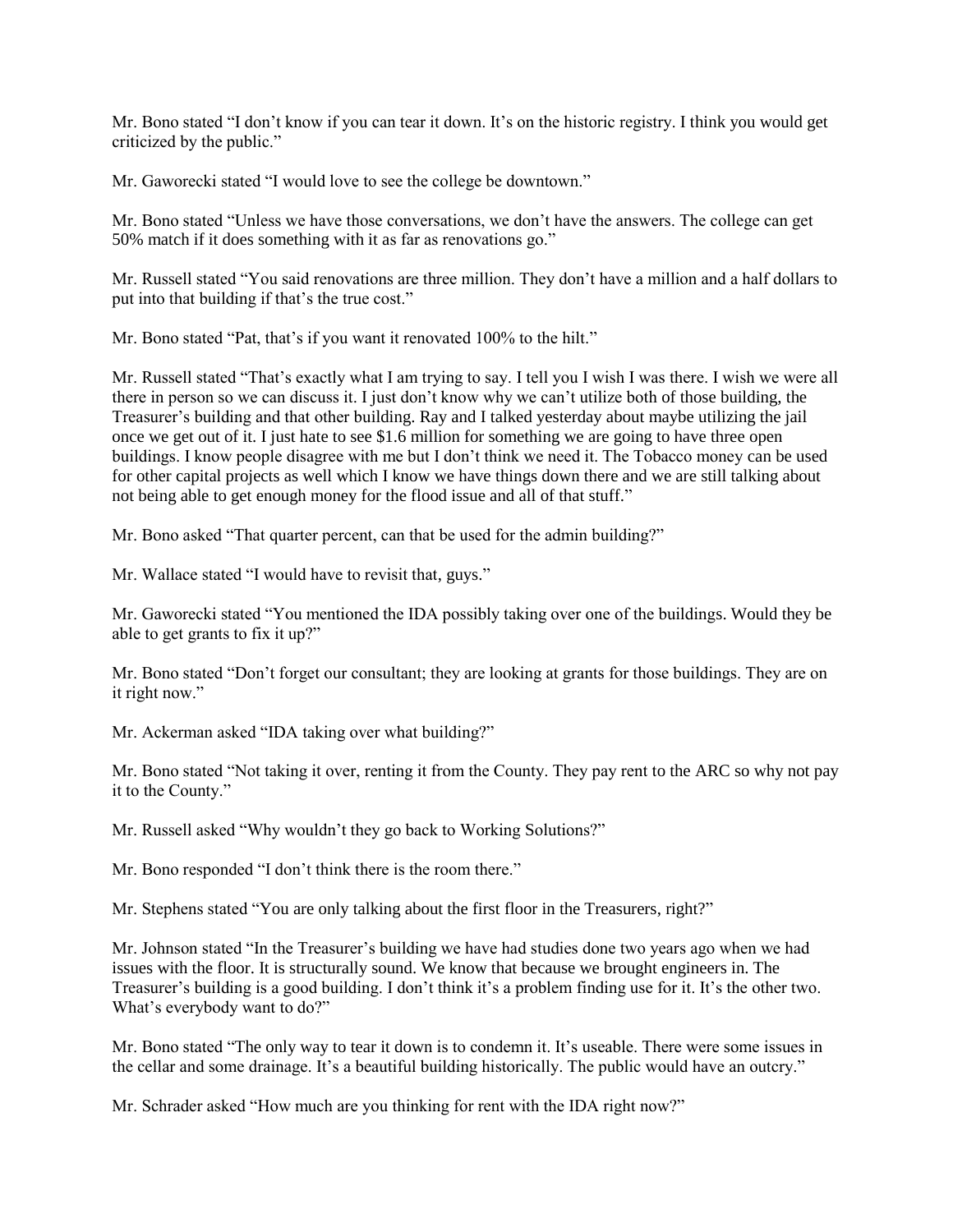Mr. Bono stated "I don't know if you can tear it down. It's on the historic registry. I think you would get criticized by the public."

Mr. Gaworecki stated "I would love to see the college be downtown."

Mr. Bono stated "Unless we have those conversations, we don't have the answers. The college can get 50% match if it does something with it as far as renovations go."

Mr. Russell stated "You said renovations are three million. They don't have a million and a half dollars to put into that building if that's the true cost."

Mr. Bono stated "Pat, that's if you want it renovated 100% to the hilt."

Mr. Russell stated "That's exactly what I am trying to say. I tell you I wish I was there. I wish we were all there in person so we can discuss it. I just don't know why we can't utilize both of those building, the Treasurer's building and that other building. Ray and I talked yesterday about maybe utilizing the jail once we get out of it. I just hate to see $1.6 million for something we are going to have three open buildings. I know people disagree with me but I don't think we need it. The Tobacco money can be used for other capital projects as well which I know we have things down there and we are still talking about not being able to get enough money for the flood issue and all of that stuff."

Mr. Bono asked "That quarter percent, can that be used for the admin building?"

Mr. Wallace stated "I would have to revisit that, guys."

Mr. Gaworecki stated "You mentioned the IDA possibly taking over one of the buildings. Would they be able to get grants to fix it up?"

Mr. Bono stated "Don't forget our consultant; they are looking at grants for those buildings. They are on it right now."

Mr. Ackerman asked "IDA taking over what building?"

Mr. Bono stated "Not taking it over, renting it from the County. They pay rent to the ARC so why not pay it to the County."

Mr. Russell asked "Why wouldn't they go back to Working Solutions?"

Mr. Bono responded "I don't think there is the room there."

Mr. Stephens stated "You are only talking about the first floor in the Treasurers, right?"

Mr. Johnson stated "In the Treasurer's building we have had studies done two years ago when we had issues with the floor. It is structurally sound. We know that because we brought engineers in. The Treasurer's building is a good building. I don't think it's a problem finding use for it. It's the other two. What's everybody want to do?"

Mr. Bono stated "The only way to tear it down is to condemn it. It's useable. There were some issues in the cellar and some drainage. It's a beautiful building historically. The public would have an outcry."

Mr. Schrader asked "How much are you thinking for rent with the IDA right now?"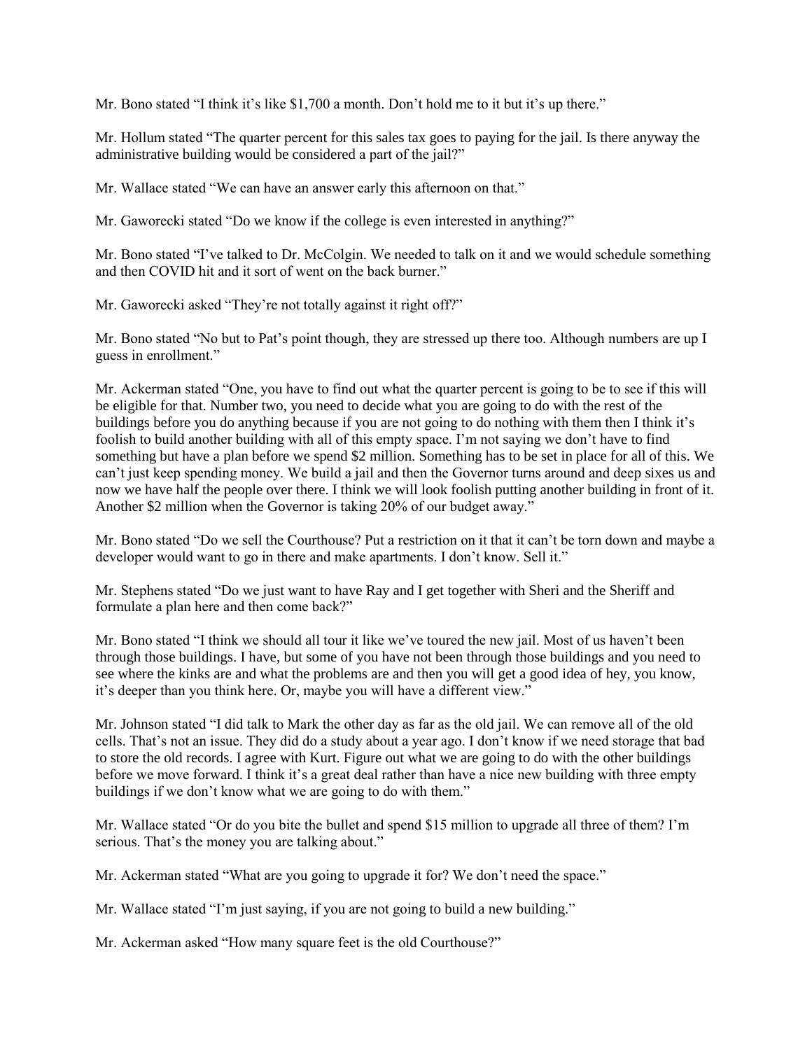Mr. Bono stated "I think it's like $1,700 a month. Don't hold me to it but it's up there."

Mr. Hollum stated "The quarter percent for this sales tax goes to paying for the jail. Is there anyway the administrative building would be considered a part of the jail?"

Mr. Wallace stated "We can have an answer early this afternoon on that."

Mr. Gaworecki stated "Do we know if the college is even interested in anything?"

Mr. Bono stated "I've talked to Dr. McColgin. We needed to talk on it and we would schedule something and then COVID hit and it sort of went on the back burner."

Mr. Gaworecki asked "They're not totally against it right off?"

Mr. Bono stated "No but to Pat's point though, they are stressed up there too. Although numbers are up I guess in enrollment."

Mr. Ackerman stated "One, you have to find out what the quarter percent is going to be to see if this will be eligible for that. Number two, you need to decide what you are going to do with the rest of the buildings before you do anything because if you are not going to do nothing with them then I think it's foolish to build another building with all of this empty space. I'm not saying we don't have to find something but have a plan before we spend $2 million. Something has to be set in place for all of this. We can't just keep spending money. We build a jail and then the Governor turns around and deep sixes us and now we have half the people over there. I think we will look foolish putting another building in front of it. Another $2 million when the Governor is taking 20% of our budget away."

Mr. Bono stated "Do we sell the Courthouse? Put a restriction on it that it can't be torn down and maybe a developer would want to go in there and make apartments. I don't know. Sell it."

Mr. Stephens stated "Do we just want to have Ray and I get together with Sheri and the Sheriff and formulate a plan here and then come back?"

Mr. Bono stated "I think we should all tour it like we've toured the new jail. Most of us haven't been through those buildings. I have, but some of you have not been through those buildings and you need to see where the kinks are and what the problems are and then you will get a good idea of hey, you know, it's deeper than you think here. Or, maybe you will have a different view."

Mr. Johnson stated "I did talk to Mark the other day as far as the old jail. We can remove all of the old cells. That's not an issue. They did do a study about a year ago. I don't know if we need storage that bad to store the old records. I agree with Kurt. Figure out what we are going to do with the other buildings before we move forward. I think it's a great deal rather than have a nice new building with three empty buildings if we don't know what we are going to do with them."

Mr. Wallace stated "Or do you bite the bullet and spend $15 million to upgrade all three of them? I'm serious. That's the money you are talking about."

Mr. Ackerman stated "What are you going to upgrade it for? We don't need the space."

Mr. Wallace stated "I'm just saying, if you are not going to build a new building."

Mr. Ackerman asked "How many square feet is the old Courthouse?"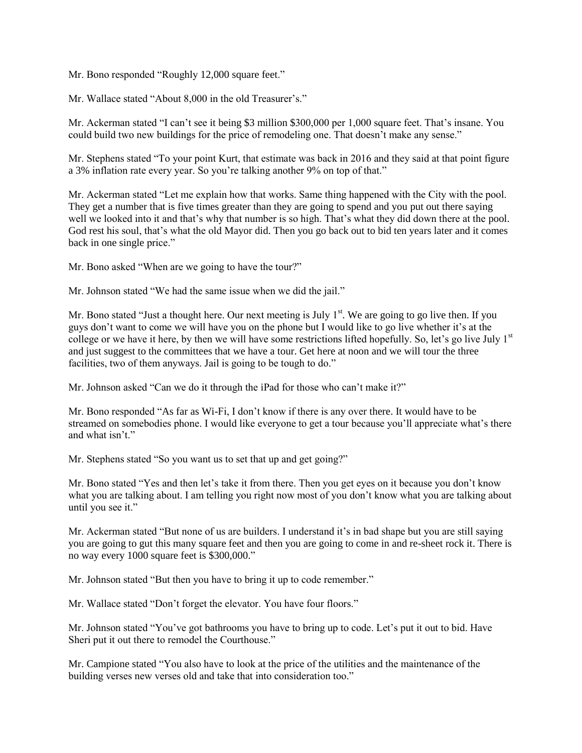Mr. Bono responded "Roughly 12,000 square feet."

Mr. Wallace stated "About 8,000 in the old Treasurer's."

Mr. Ackerman stated "I can't see it being $3 million $300,000 per 1,000 square feet. That's insane. You could build two new buildings for the price of remodeling one. That doesn't make any sense."

Mr. Stephens stated "To your point Kurt, that estimate was back in 2016 and they said at that point figure a 3% inflation rate every year. So you're talking another 9% on top of that."

Mr. Ackerman stated "Let me explain how that works. Same thing happened with the City with the pool. They get a number that is five times greater than they are going to spend and you put out there saying well we looked into it and that's why that number is so high. That's what they did down there at the pool. God rest his soul, that's what the old Mayor did. Then you go back out to bid ten years later and it comes back in one single price."

Mr. Bono asked "When are we going to have the tour?"

Mr. Johnson stated "We had the same issue when we did the jail."

Mr. Bono stated "Just a thought here. Our next meeting is July 1st. We are going to go live then. If you guys don't want to come we will have you on the phone but I would like to go live whether it's at the college or we have it here, by then we will have some restrictions lifted hopefully. So, let's go live July 1st and just suggest to the committees that we have a tour. Get here at noon and we will tour the three facilities, two of them anyways. Jail is going to be tough to do."

Mr. Johnson asked "Can we do it through the iPad for those who can't make it?"

Mr. Bono responded "As far as Wi-Fi, I don't know if there is any over there. It would have to be streamed on somebodies phone. I would like everyone to get a tour because you'll appreciate what's there and what isn't."

Mr. Stephens stated "So you want us to set that up and get going?"

Mr. Bono stated "Yes and then let's take it from there. Then you get eyes on it because you don't know what you are talking about. I am telling you right now most of you don't know what you are talking about until you see it."

Mr. Ackerman stated "But none of us are builders. I understand it's in bad shape but you are still saying you are going to gut this many square feet and then you are going to come in and re-sheet rock it. There is no way every 1000 square feet is $300,000."

Mr. Johnson stated "But then you have to bring it up to code remember."

Mr. Wallace stated "Don't forget the elevator. You have four floors."

Mr. Johnson stated "You've got bathrooms you have to bring up to code. Let's put it out to bid. Have Sheri put it out there to remodel the Courthouse."

Mr. Campione stated "You also have to look at the price of the utilities and the maintenance of the building verses new verses old and take that into consideration too."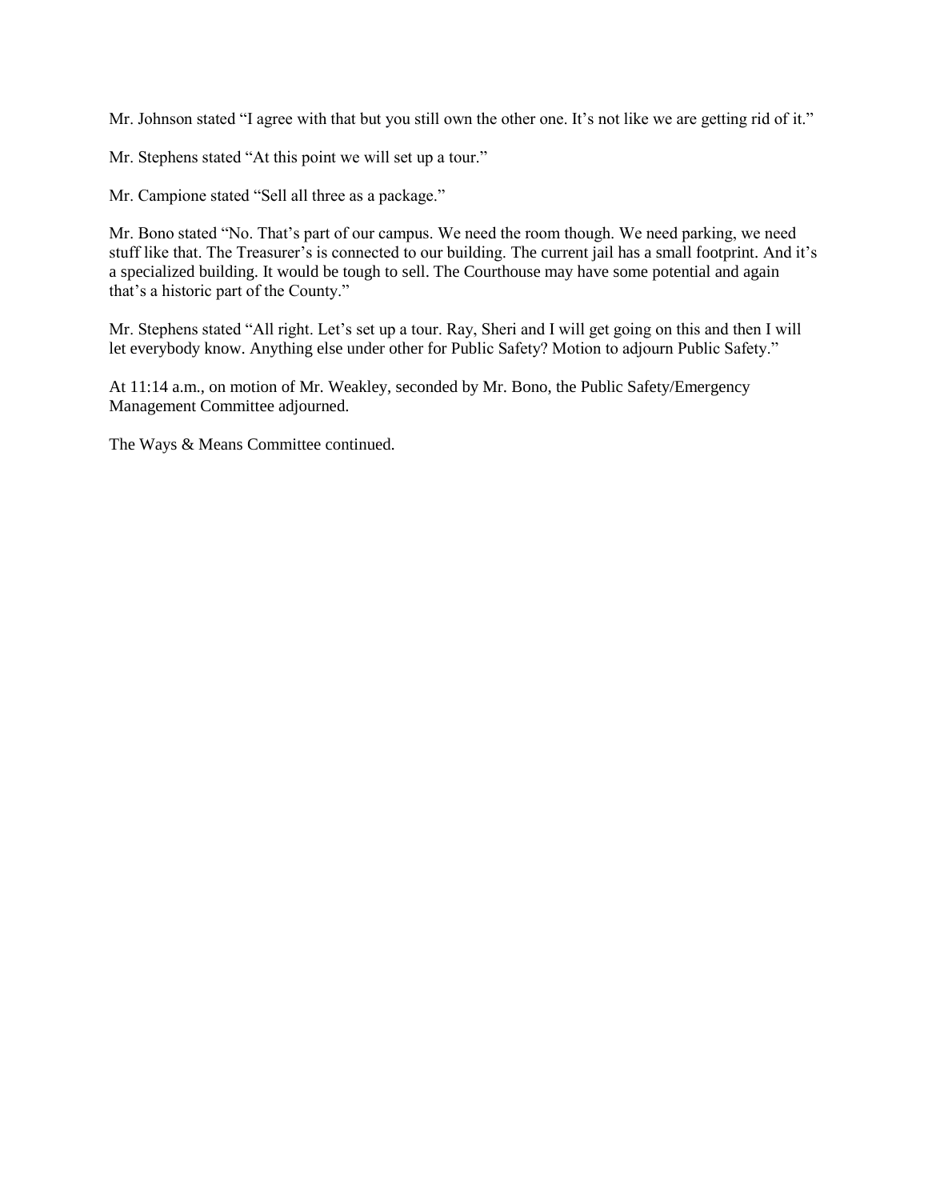Mr. Johnson stated "I agree with that but you still own the other one. It's not like we are getting rid of it."

Mr. Stephens stated "At this point we will set up a tour."

Mr. Campione stated "Sell all three as a package."

Mr. Bono stated "No. That's part of our campus. We need the room though. We need parking, we need stuff like that. The Treasurer's is connected to our building. The current jail has a small footprint. And it's a specialized building. It would be tough to sell. The Courthouse may have some potential and again that's a historic part of the County."

Mr. Stephens stated "All right. Let's set up a tour. Ray, Sheri and I will get going on this and then I will let everybody know. Anything else under other for Public Safety? Motion to adjourn Public Safety."

At 11:14 a.m., on motion of Mr. Weakley, seconded by Mr. Bono, the Public Safety/Emergency Management Committee adjourned.

The Ways & Means Committee continued.